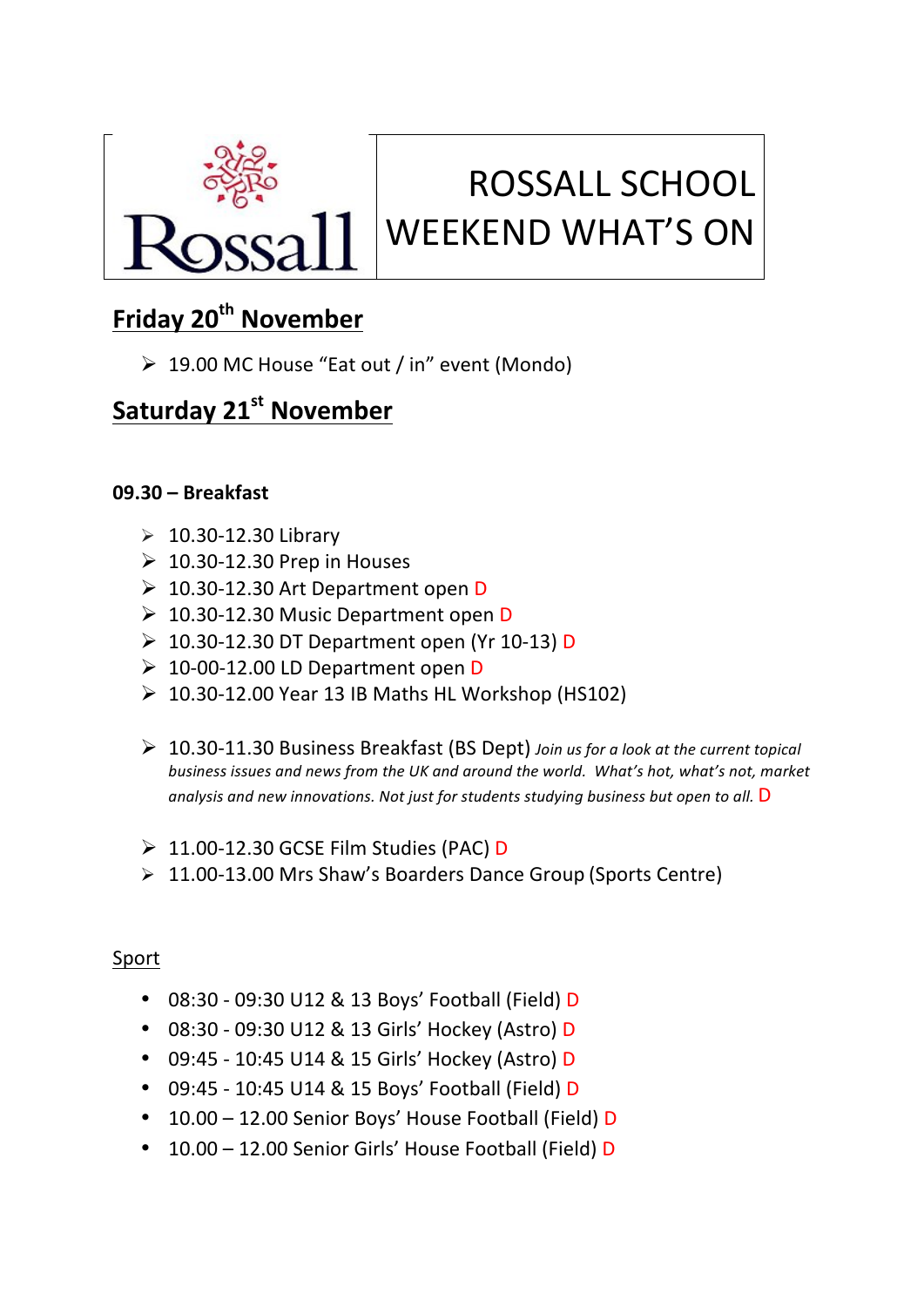Rossall

# ROSSALL SCHOOL WEEKEND WHAT'S ON

## Friday 20th November

- 19.00 MC House "Eat out / in" event (Mondo)

## Saturday 21st November

**09.30 – Breakfast**

- 10.30-12.30 Library
- 10.30-12.30 Prep in Houses
- 10.30-12.30 Art Department open D
- 10.30-12.30 Music Department open D
- 10.30-12.30 DT Department open (Yr 10-13) D
- 10-00-12.00 LD Department open D
- 10.30-12.00 Year 13 IB Maths HL Workshop (HS102)

- 10.30-11.30 Business Breakfast (BS Dept) *Join us for a look at the current topical business issues and news from the UK and around the world. What's hot, what's not, market analysis and new innovations. Not just for students studying business but open to all.* D

- 11.00-12.30 GCSE Film Studies (PAC) D
- 11.00-13.00 Mrs Shaw's Boarders Dance Group (Sports Centre)

Sport

- 08:30 - 09:30 U12 & 13 Boys' Football (Field) D
- 08:30 - 09:30 U12 & 13 Girls' Hockey (Astro) D
- 09:45 - 10:45 U14 & 15 Girls' Hockey (Astro) D
- 09:45 - 10:45 U14 & 15 Boys' Football (Field) D
- 10.00 – 12.00 Senior Boys' House Football (Field) D
- 10.00 – 12.00 Senior Girls' House Football (Field) D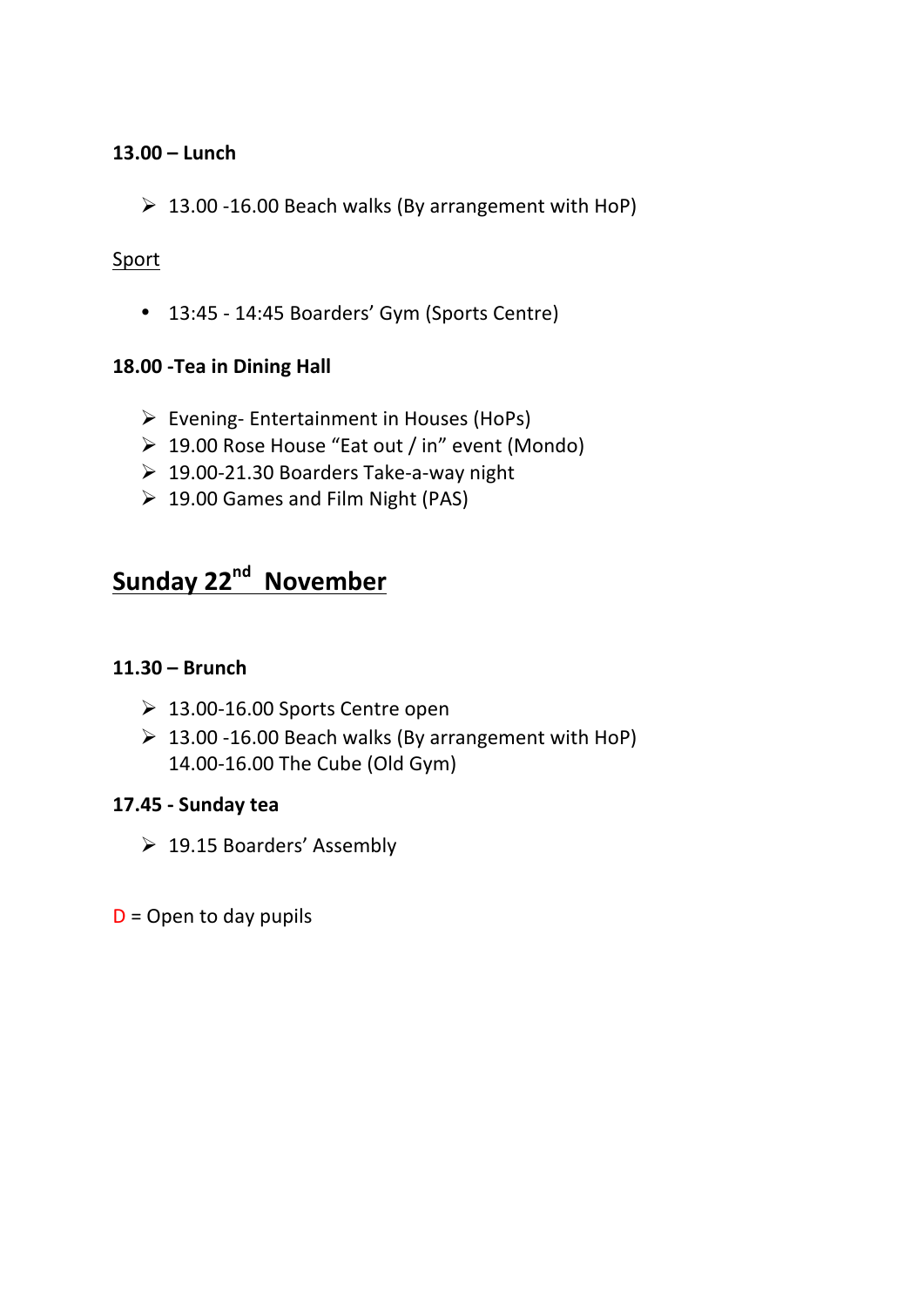**13.00 – Lunch**

- 13.00 -16.00 Beach walks (By arrangement with HoP)

Sport

- 13:45 - 14:45 Boarders' Gym (Sports Centre)

**18.00 -Tea in Dining Hall**

- Evening- Entertainment in Houses (HoPs)
- 19.00 Rose House "Eat out / in" event (Mondo)
- 19.00-21.30 Boarders Take-a-way night
- 19.00 Games and Film Night (PAS)

## Sunday 22nd November

**11.30 – Brunch**

- 13.00-16.00 Sports Centre open
- 13.00 -16.00 Beach walks (By arrangement with HoP)
  14.00-16.00 The Cube (Old Gym)

**17.45 - Sunday tea**

- 19.15 Boarders' Assembly

D = Open to day pupils